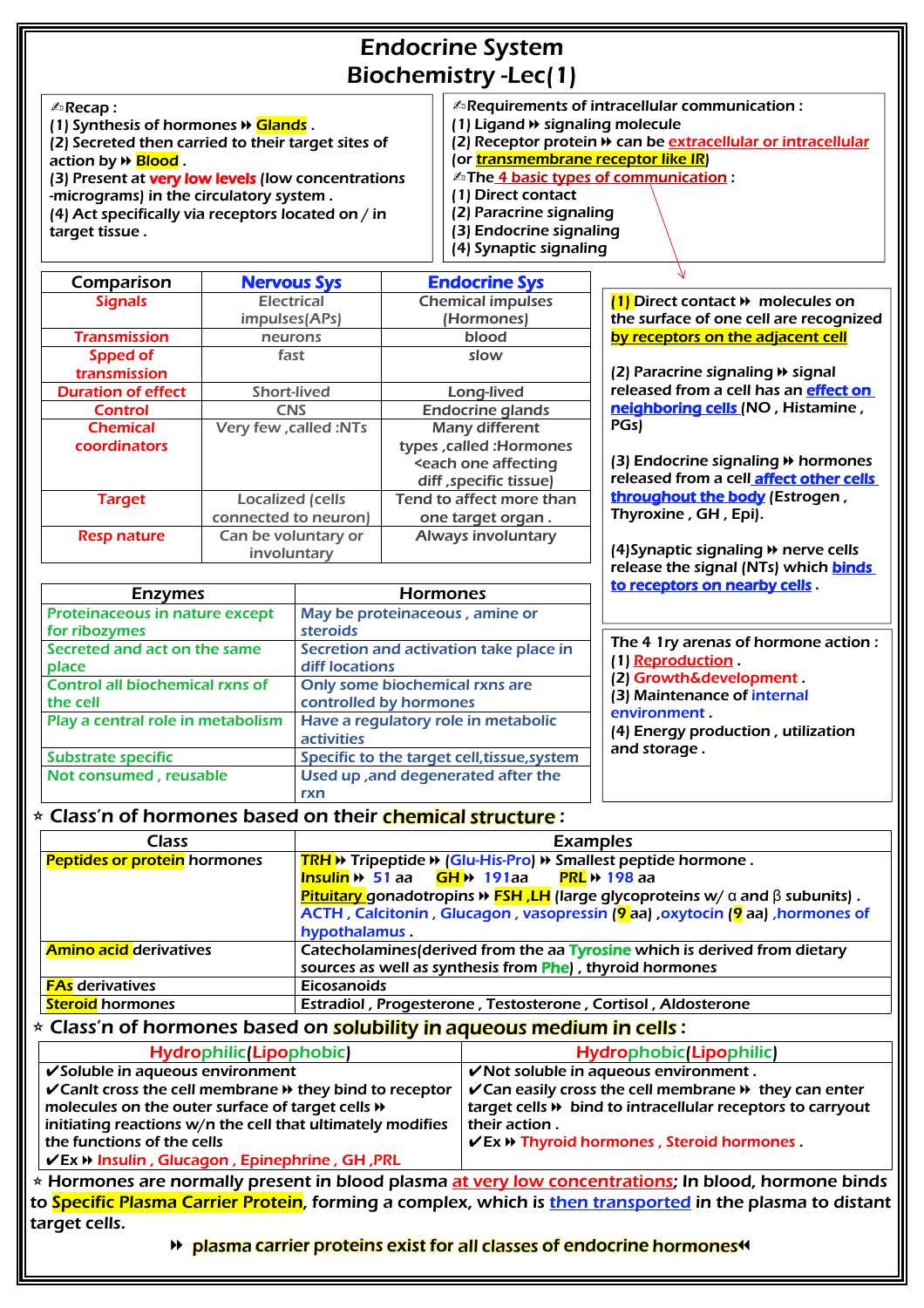# Endocrine System
## Biochemistry -Lec(1)

✍Recap :

(1) Synthesis of hormones ⏩ **Glands** .
(2) Secreted then carried to their target sites of action by ⏩ **Blood** .
(3) Present at **very low levels** (low concentrations -micrograms) in the circulatory system .
(4) Act specifically via receptors located on / in target tissue .

✍Requirements of intracellular communication :

(1) Ligand ⏩ signaling molecule
(2) Receptor protein ⏩ can be extracellular or intracellular (or transmembrane receptor like IR)

✍The 4 basic types of communication :

(1) Direct contact
(2) Paracrine signaling
(3) Endocrine signaling
(4) Synaptic signaling

| Comparison | Nervous Sys | Endocrine Sys |
|---|---|---|
| Signals | Electrical impulses(APs) | Chemical impulses (Hormones) |
| Transmission | neurons | blood |
| Spped of transmission | fast | slow |
| Duration of effect | Short-lived | Long-lived |
| Control | CNS | Endocrine glands |
| Chemical coordinators | Very few ,called :NTs | Many different types ,called :Hormones <each one affecting diff ,specific tissue) |
| Target | Localized (cells connected to neuron) | Tend to affect more than one target organ . |
| Resp nature | Can be voluntary or involuntary | Always involuntary |

(1) Direct contact ⏩ molecules on the surface of one cell are recognized by receptors on the adjacent cell

(2) Paracrine signaling ⏩ signal released from a cell has an effect on neighboring cells (NO , Histamine , PGs)

(3) Endocrine signaling ⏩ hormones released from a cell affect other cells throughout the body (Estrogen , Thyroxine , GH , Epi).

(4)Synaptic signaling ⏩ nerve cells release the signal (NTs) which binds to receptors on nearby cells .

| Enzymes | Hormones |
|---|---|
| Proteinaceous in nature except for ribozymes | May be proteinaceous , amine or steroids |
| Secreted and act on the same place | Secretion and activation take place in diff locations |
| Control all biochemical rxns of the cell | Only some biochemical rxns are controlled by hormones |
| Play a central role in metabolism | Have a regulatory role in metabolic activities |
| Substrate specific | Specific to the target cell,tissue,system |
| Not consumed , reusable | Used up ,and degenerated after the rxn |

The 4 1ry arenas of hormone action :

(1) Reproduction .
(2) Growth&development .
(3) Maintenance of internal environment .
(4) Energy production , utilization and storage .

⭐ Class'n of hormones based on their **chemical structure** :

| Class | Examples |
|---|---|
| **Peptides or protein** hormones | TRH ⏩ Tripeptide ⏩ (Glu-His-Pro) ⏩ Smallest peptide hormone . Insulin ⏩ 51 aa GH ⏩ 191aa PRL ⏩ 198 aa Pituitary gonadotropins ⏩ FSH ,LH (large glycoproteins w/ α and β subunits) . ACTH , Calcitonin , Glucagon , vasopressin (9 aa) ,oxytocin (9 aa) ,hormones of hypothalamus . |
| **Amino acid** derivatives | Catecholamines(derived from the aa Tyrosine which is derived from dietary sources as well as synthesis from Phe) , thyroid hormones |
| **FAs** derivatives | Eicosanoids |
| **Steroid** hormones | Estradiol , Progesterone , Testosterone , Cortisol , Aldosterone |

⭐ Class'n of hormones based on **solubility in aqueous medium in cells** :

| Hydrophilic(Lipophobic) | Hydrophobic(Lipophilic) |
|---|---|
| ✔Soluble in aqueous environment ✔Canlt cross the cell membrane ⏩ they bind to receptor molecules on the outer surface of target cells ⏩ initiating reactions w/n the cell that ultimately modifies the functions of the cells ✔Ex ⏩ Insulin , Glucagon , Epinephrine , GH ,PRL | ✔Not soluble in aqueous environment . ✔Can easily cross the cell membrane ⏩ they can enter target cells ⏩ bind to intracellular receptors to carryout their action . ✔Ex ⏩ Thyroid hormones , Steroid hormones . |

⭐ Hormones are normally present in blood plasma at very low concentrations; In blood, hormone binds to **Specific Plasma Carrier Protein**, forming a complex, which is then transported in the plasma to distant target cells.

⏩ **plasma carrier proteins exist for all classes of endocrine hormones** ⏪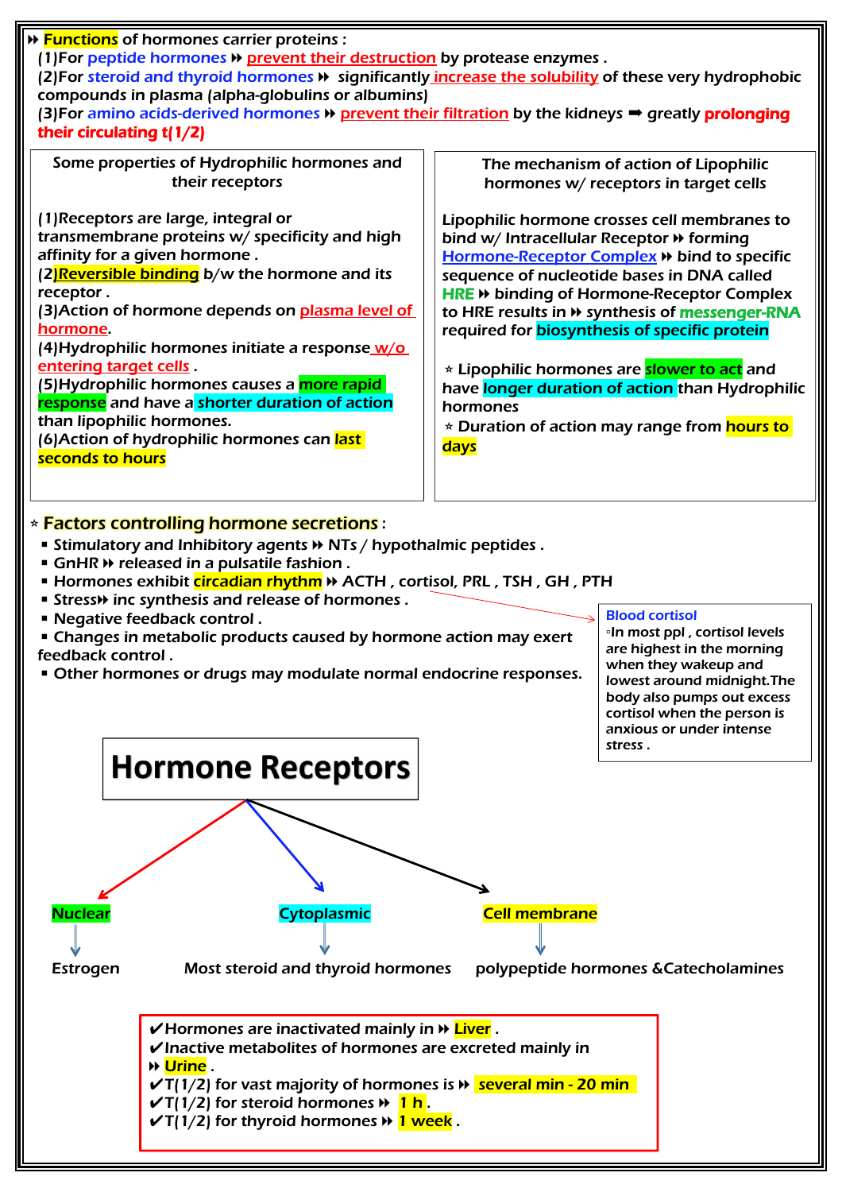⏩ **Functions** of hormones carrier proteins :

(1)For peptide hormones ⏩ prevent their destruction by protease enzymes .

(2)For steroid and thyroid hormones ⏩ significantly increase the solubility of these very hydrophobic compounds in plasma (alpha-globulins or albumins)

(3)For amino acids-derived hormones ⏩ prevent their filtration by the kidneys ➡ greatly **prolonging their circulating t(1/2)**

### Some properties of Hydrophilic hormones and their receptors

(1)Receptors are large, integral or transmembrane proteins w/ specificity and high affinity for a given hormone .

(2)**Reversible binding** b/w the hormone and its receptor .

(3)Action of hormone depends on plasma level of hormone.

(4)Hydrophilic hormones initiate a response w/o entering target cells .

(5)Hydrophilic hormones causes a **more rapid response** and have a **shorter duration of action** than lipophilic hormones.

(6)Action of hydrophilic hormones can **last seconds to hours**

### The mechanism of action of Lipophilic hormones w/ receptors in target cells

Lipophilic hormone crosses cell membranes to bind w/ Intracellular Receptor ⏩ forming Hormone-Receptor Complex ⏩ bind to specific sequence of nucleotide bases in DNA called **HRE** ⏩ binding of Hormone-Receptor Complex to HRE results in ⏩ synthesis of **messenger-RNA** required for **biosynthesis of specific protein**

⭑ Lipophilic hormones are **slower to act** and have **longer duration of action** than Hydrophilic hormones

⭑ Duration of action may range from **hours to days**

### ⭑ Factors controlling hormone secretions :

- Stimulatory and Inhibitory agents ⏩ NTs / hypothalmic peptides .
- GnHR ⏩ released in a pulsatile fashion .
- Hormones exhibit **circadian rhythm** ⏩ ACTH , cortisol, PRL , TSH , GH , PTH
- Stress⏩ inc synthesis and release of hormones .
- Negative feedback control .
- Changes in metabolic products caused by hormone action may exert feedback control .
- Other hormones or drugs may modulate normal endocrine responses.

**Blood cortisol**
▫In most ppl , cortisol levels are highest in the morning when they wakeup and lowest around midnight.The body also pumps out excess cortisol when the person is anxious or under intense stress .

## Hormone Receptors

- **Nuclear** → Estrogen
- **Cytoplasmic** → Most steroid and thyroid hormones
- **Cell membrane** → polypeptide hormones &Catecholamines

✔Hormones are inactivated mainly in ⏩ **Liver** .
✔Inactive metabolites of hormones are excreted mainly in ⏩ **Urine** .
✔T(1/2) for vast majority of hormones is ⏩ **several min - 20 min**
✔T(1/2) for steroid hormones ⏩ **1 h** .
✔T(1/2) for thyroid hormones ⏩ **1 week** .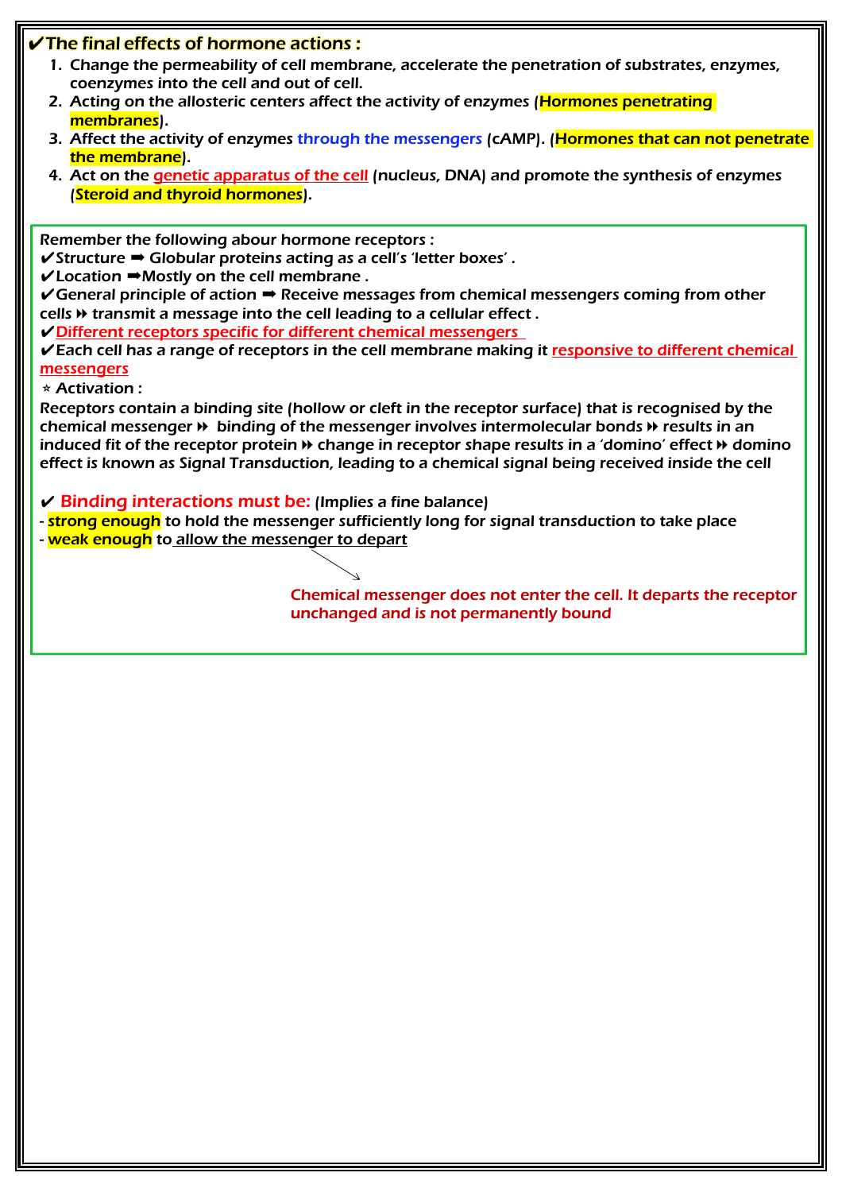## ✔The final effects of hormone actions :

1. Change the permeability of cell membrane, accelerate the penetration of substrates, enzymes, coenzymes into the cell and out of cell.
2. Acting on the allosteric centers affect the activity of enzymes (**Hormones penetrating membranes**).
3. Affect the activity of enzymes through the messengers (cAMP). (**Hormones that can not penetrate the membrane**).
4. Act on the genetic apparatus of the cell (nucleus, DNA) and promote the synthesis of enzymes (**Steroid and thyroid hormones**).

Remember the following abour hormone receptors :

✔Structure ➡ Globular proteins acting as a cell's 'letter boxes' .

✔Location ➡Mostly on the cell membrane .

✔General principle of action ➡ Receive messages from chemical messengers coming from other cells ⏩ transmit a message into the cell leading to a cellular effect .

✔Different receptors specific for different chemical messengers

✔Each cell has a range of receptors in the cell membrane making it responsive to different chemical messengers

⭑ Activation :

Receptors contain a binding site (hollow or cleft in the receptor surface) that is recognised by the chemical messenger ⏩ binding of the messenger involves intermolecular bonds ⏩ results in an induced fit of the receptor protein ⏩ change in receptor shape results in a 'domino' effect ⏩ domino effect is known as Signal Transduction, leading to a chemical signal being received inside the cell

✔ **Binding interactions must be:** (Implies a fine balance)

- **strong enough** to hold the messenger sufficiently long for signal transduction to take place
- **weak enough** to allow the messenger to depart

Chemical messenger does not enter the cell. It departs the receptor unchanged and is not permanently bound